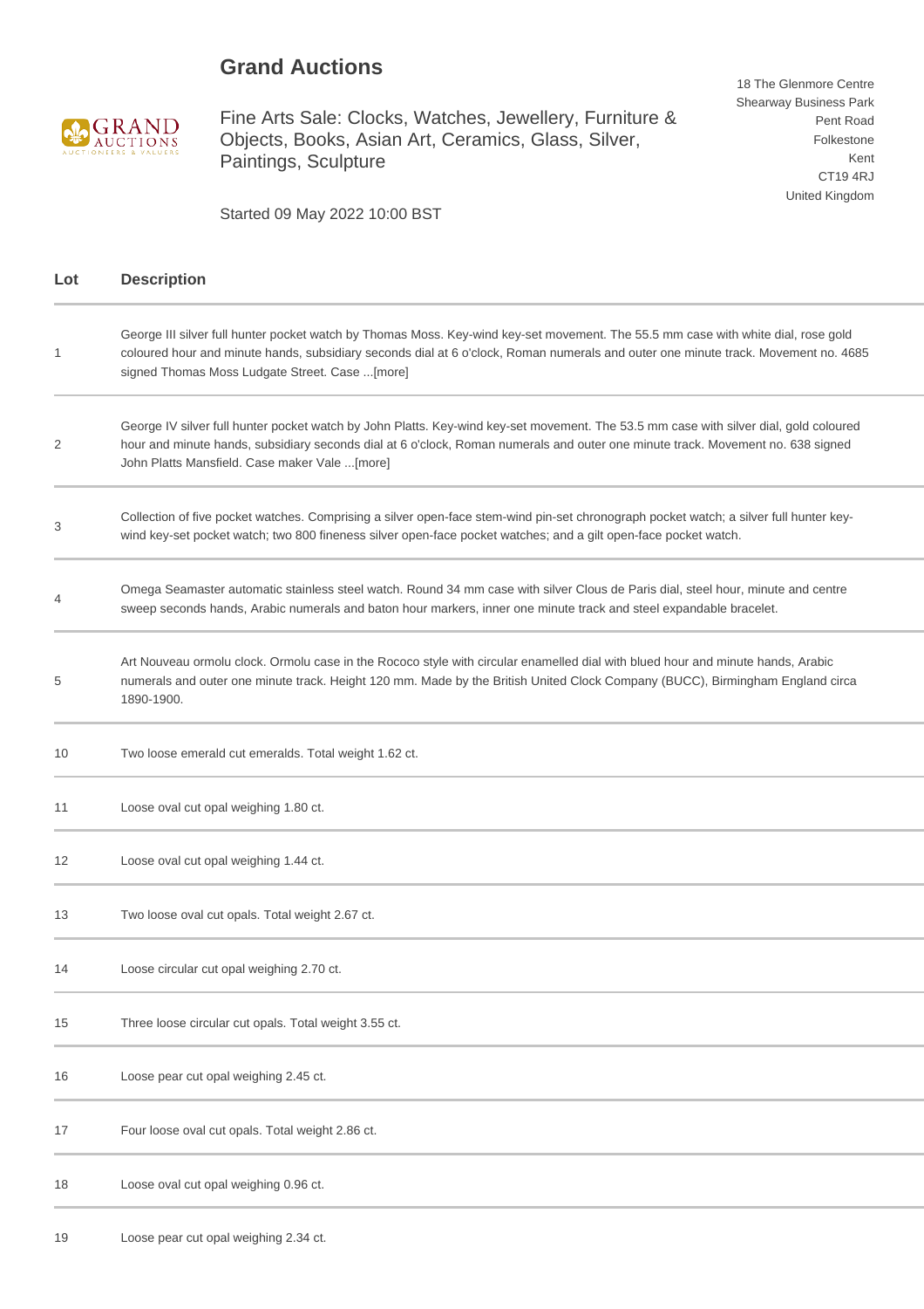# Grand Auctions

Fine Arts Sale: Clocks, Watches, Jewellery, Furniture & Objects, Books, Asian Art, Ceramics, Glass, Silver, Paintings, Sculpture

Started 09 May 2022 10:00 BST

18 The Glenmore Centre
Shearway Business Park
Pent Road
Folkestone
Kent
CT19 4RJ
United Kingdom

| Lot | Description |
| --- | --- |
| 1 | George III silver full hunter pocket watch by Thomas Moss. Key-wind key-set movement. The 55.5 mm case with white dial, rose gold coloured hour and minute hands, subsidiary seconds dial at 6 o'clock, Roman numerals and outer one minute track. Movement no. 4685 signed Thomas Moss Ludgate Street. Case ...[more] |
| 2 | George IV silver full hunter pocket watch by John Platts. Key-wind key-set movement. The 53.5 mm case with silver dial, gold coloured hour and minute hands, subsidiary seconds dial at 6 o'clock, Roman numerals and outer one minute track. Movement no. 638 signed John Platts Mansfield. Case maker Vale ...[more] |
| 3 | Collection of five pocket watches. Comprising a silver open-face stem-wind pin-set chronograph pocket watch; a silver full hunter key-wind key-set pocket watch; two 800 fineness silver open-face pocket watches; and a gilt open-face pocket watch. |
| 4 | Omega Seamaster automatic stainless steel watch. Round 34 mm case with silver Clous de Paris dial, steel hour, minute and centre sweep seconds hands, Arabic numerals and baton hour markers, inner one minute track and steel expandable bracelet. |
| 5 | Art Nouveau ormolu clock. Ormolu case in the Rococo style with circular enamelled dial with blued hour and minute hands, Arabic numerals and outer one minute track. Height 120 mm. Made by the British United Clock Company (BUCC), Birmingham England circa 1890-1900. |
| 10 | Two loose emerald cut emeralds. Total weight 1.62 ct. |
| 11 | Loose oval cut opal weighing 1.80 ct. |
| 12 | Loose oval cut opal weighing 1.44 ct. |
| 13 | Two loose oval cut opals. Total weight 2.67 ct. |
| 14 | Loose circular cut opal weighing 2.70 ct. |
| 15 | Three loose circular cut opals. Total weight 3.55 ct. |
| 16 | Loose pear cut opal weighing 2.45 ct. |
| 17 | Four loose oval cut opals. Total weight 2.86 ct. |
| 18 | Loose oval cut opal weighing 0.96 ct. |
| 19 | Loose pear cut opal weighing 2.34 ct. |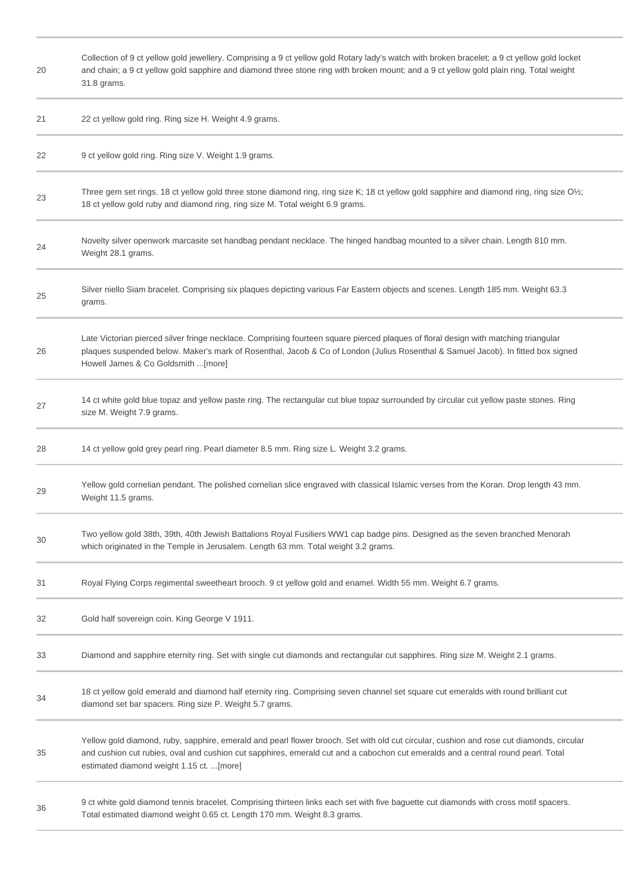| | |
|---|---|
| 20 | Collection of 9 ct yellow gold jewellery. Comprising a 9 ct yellow gold Rotary lady's watch with broken bracelet; a 9 ct yellow gold locket and chain; a 9 ct yellow gold sapphire and diamond three stone ring with broken mount; and a 9 ct yellow gold plain ring. Total weight 31.8 grams. |
| 21 | 22 ct yellow gold ring. Ring size H. Weight 4.9 grams. |
| 22 | 9 ct yellow gold ring. Ring size V. Weight 1.9 grams. |
| 23 | Three gem set rings. 18 ct yellow gold three stone diamond ring, ring size K; 18 ct yellow gold sapphire and diamond ring, ring size O½; 18 ct yellow gold ruby and diamond ring, ring size M. Total weight 6.9 grams. |
| 24 | Novelty silver openwork marcasite set handbag pendant necklace. The hinged handbag mounted to a silver chain. Length 810 mm. Weight 28.1 grams. |
| 25 | Silver niello Siam bracelet. Comprising six plaques depicting various Far Eastern objects and scenes. Length 185 mm. Weight 63.3 grams. |
| 26 | Late Victorian pierced silver fringe necklace. Comprising fourteen square pierced plaques of floral design with matching triangular plaques suspended below. Maker's mark of Rosenthal, Jacob & Co of London (Julius Rosenthal & Samuel Jacob). In fitted box signed Howell James & Co Goldsmith ...[more] |
| 27 | 14 ct white gold blue topaz and yellow paste ring. The rectangular cut blue topaz surrounded by circular cut yellow paste stones. Ring size M. Weight 7.9 grams. |
| 28 | 14 ct yellow gold grey pearl ring. Pearl diameter 8.5 mm. Ring size L. Weight 3.2 grams. |
| 29 | Yellow gold cornelian pendant. The polished cornelian slice engraved with classical Islamic verses from the Koran. Drop length 43 mm. Weight 11.5 grams. |
| 30 | Two yellow gold 38th, 39th, 40th Jewish Battalions Royal Fusiliers WW1 cap badge pins. Designed as the seven branched Menorah which originated in the Temple in Jerusalem. Length 63 mm. Total weight 3.2 grams. |
| 31 | Royal Flying Corps regimental sweetheart brooch. 9 ct yellow gold and enamel. Width 55 mm. Weight 6.7 grams. |
| 32 | Gold half sovereign coin. King George V 1911. |
| 33 | Diamond and sapphire eternity ring. Set with single cut diamonds and rectangular cut sapphires. Ring size M. Weight 2.1 grams. |
| 34 | 18 ct yellow gold emerald and diamond half eternity ring. Comprising seven channel set square cut emeralds with round brilliant cut diamond set bar spacers. Ring size P. Weight 5.7 grams. |
| 35 | Yellow gold diamond, ruby, sapphire, emerald and pearl flower brooch. Set with old cut circular, cushion and rose cut diamonds, circular and cushion cut rubies, oval and cushion cut sapphires, emerald cut and a cabochon cut emeralds and a central round pearl. Total estimated diamond weight 1.15 ct. ...[more] |
| 36 | 9 ct white gold diamond tennis bracelet. Comprising thirteen links each set with five baguette cut diamonds with cross motif spacers. Total estimated diamond weight 0.65 ct. Length 170 mm. Weight 8.3 grams. |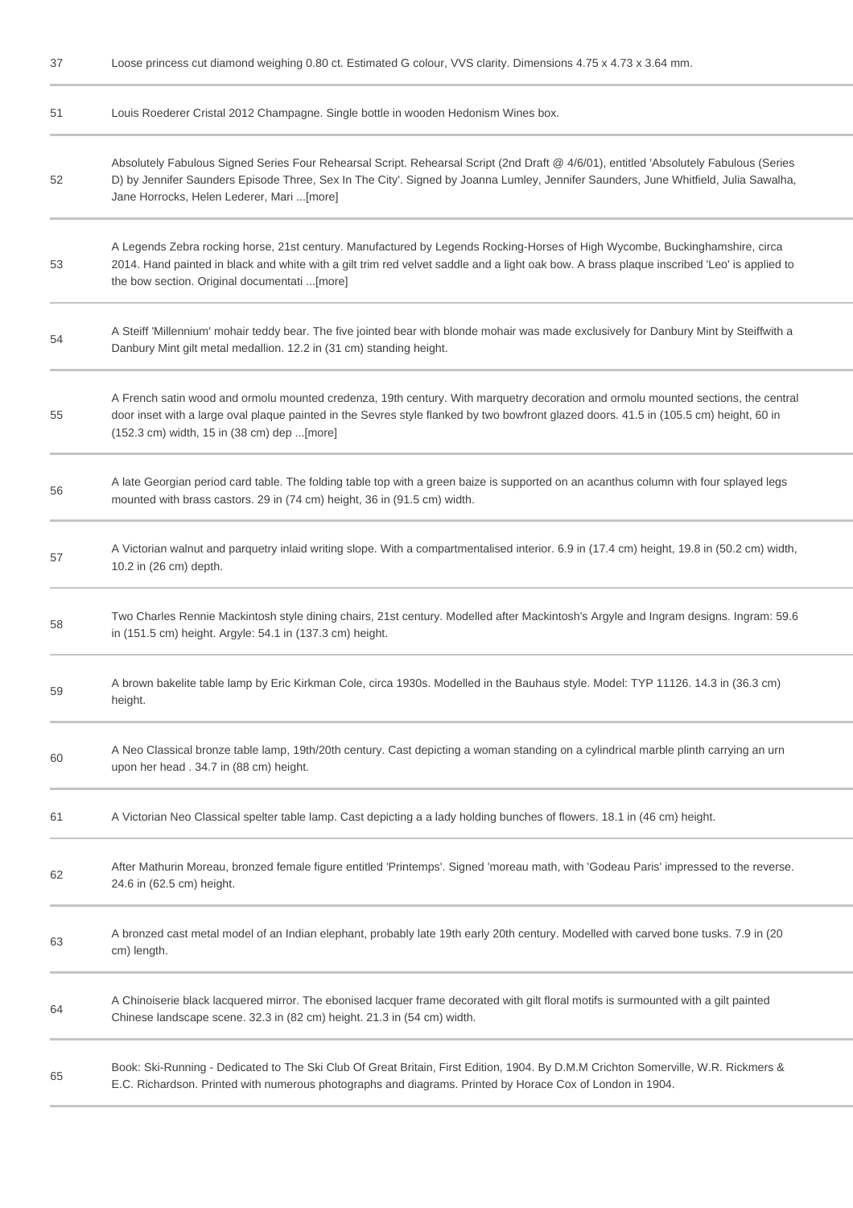| | |
|---|---|
| 37 | Loose princess cut diamond weighing 0.80 ct. Estimated G colour, VVS clarity. Dimensions 4.75 x 4.73 x 3.64 mm. |
| 51 | Louis Roederer Cristal 2012 Champagne. Single bottle in wooden Hedonism Wines box. |
| 52 | Absolutely Fabulous Signed Series Four Rehearsal Script. Rehearsal Script (2nd Draft @ 4/6/01), entitled 'Absolutely Fabulous (Series D) by Jennifer Saunders Episode Three, Sex In The City'. Signed by Joanna Lumley, Jennifer Saunders, June Whitfield, Julia Sawalha, Jane Horrocks, Helen Lederer, Mari ...[more] |
| 53 | A Legends Zebra rocking horse, 21st century. Manufactured by Legends Rocking-Horses of High Wycombe, Buckinghamshire, circa 2014. Hand painted in black and white with a gilt trim red velvet saddle and a light oak bow. A brass plaque inscribed 'Leo' is applied to the bow section. Original documentati ...[more] |
| 54 | A Steiff 'Millennium' mohair teddy bear. The five jointed bear with blonde mohair was made exclusively for Danbury Mint by Steiffwith a Danbury Mint gilt metal medallion. 12.2 in (31 cm) standing height. |
| 55 | A French satin wood and ormolu mounted credenza, 19th century. With marquetry decoration and ormolu mounted sections, the central door inset with a large oval plaque painted in the Sevres style flanked by two bowfront glazed doors. 41.5 in (105.5 cm) height, 60 in (152.3 cm) width, 15 in (38 cm) dep ...[more] |
| 56 | A late Georgian period card table. The folding table top with a green baize is supported on an acanthus column with four splayed legs mounted with brass castors. 29 in (74 cm) height, 36 in (91.5 cm) width. |
| 57 | A Victorian walnut and parquetry inlaid writing slope. With a compartmentalised interior. 6.9 in (17.4 cm) height, 19.8 in (50.2 cm) width, 10.2 in (26 cm) depth. |
| 58 | Two Charles Rennie Mackintosh style dining chairs, 21st century. Modelled after Mackintosh's Argyle and Ingram designs. Ingram: 59.6 in (151.5 cm) height. Argyle: 54.1 in (137.3 cm) height. |
| 59 | A brown bakelite table lamp by Eric Kirkman Cole, circa 1930s. Modelled in the Bauhaus style. Model: TYP 11126. 14.3 in (36.3 cm) height. |
| 60 | A Neo Classical bronze table lamp, 19th/20th century. Cast depicting a woman standing on a cylindrical marble plinth carrying an urn upon her head . 34.7 in (88 cm) height. |
| 61 | A Victorian Neo Classical spelter table lamp. Cast depicting a a lady holding bunches of flowers. 18.1 in (46 cm) height. |
| 62 | After Mathurin Moreau, bronzed female figure entitled 'Printemps'. Signed 'moreau math, with 'Godeau Paris' impressed to the reverse. 24.6 in (62.5 cm) height. |
| 63 | A bronzed cast metal model of an Indian elephant, probably late 19th early 20th century. Modelled with carved bone tusks. 7.9 in (20 cm) length. |
| 64 | A Chinoiserie black lacquered mirror. The ebonised lacquer frame decorated with gilt floral motifs is surmounted with a gilt painted Chinese landscape scene. 32.3 in (82 cm) height. 21.3 in (54 cm) width. |
| 65 | Book: Ski-Running - Dedicated to The Ski Club Of Great Britain, First Edition, 1904. By D.M.M Crichton Somerville, W.R. Rickmers & E.C. Richardson. Printed with numerous photographs and diagrams. Printed by Horace Cox of London in 1904. |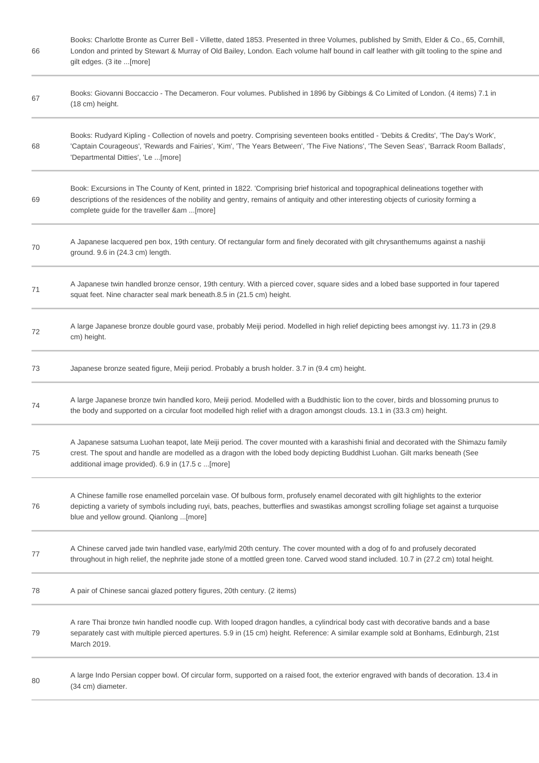| | |
|---|---|
| 66 | Books: Charlotte Bronte as Currer Bell - Villette, dated 1853. Presented in three Volumes, published by Smith, Elder & Co., 65, Cornhill, London and printed by Stewart & Murray of Old Bailey, London. Each volume half bound in calf leather with gilt tooling to the spine and gilt edges. (3 ite ...[more] |
| 67 | Books: Giovanni Boccaccio - The Decameron. Four volumes. Published in 1896 by Gibbings & Co Limited of London. (4 items) 7.1 in (18 cm) height. |
| 68 | Books: Rudyard Kipling - Collection of novels and poetry. Comprising seventeen books entitled - 'Debits & Credits', 'The Day's Work', 'Captain Courageous', 'Rewards and Fairies', 'Kim', 'The Years Between', 'The Five Nations', 'The Seven Seas', 'Barrack Room Ballads', 'Departmental Ditties', 'Le ...[more] |
| 69 | Book: Excursions in The County of Kent, printed in 1822. 'Comprising brief historical and topographical delineations together with descriptions of the residences of the nobility and gentry, remains of antiquity and other interesting objects of curiosity forming a complete guide for the traveller &am ...[more] |
| 70 | A Japanese lacquered pen box, 19th century. Of rectangular form and finely decorated with gilt chrysanthemums against a nashiji ground. 9.6 in (24.3 cm) length. |
| 71 | A Japanese twin handled bronze censor, 19th century. With a pierced cover, square sides and a lobed base supported in four tapered squat feet. Nine character seal mark beneath.8.5 in (21.5 cm) height. |
| 72 | A large Japanese bronze double gourd vase, probably Meiji period. Modelled in high relief depicting bees amongst ivy. 11.73 in (29.8 cm) height. |
| 73 | Japanese bronze seated figure, Meiji period. Probably a brush holder. 3.7 in (9.4 cm) height. |
| 74 | A large Japanese bronze twin handled koro, Meiji period. Modelled with a Buddhistic lion to the cover, birds and blossoming prunus to the body and supported on a circular foot modelled high relief with a dragon amongst clouds. 13.1 in (33.3 cm) height. |
| 75 | A Japanese satsuma Luohan teapot, late Meiji period. The cover mounted with a karashishi finial and decorated with the Shimazu family crest. The spout and handle are modelled as a dragon with the lobed body depicting Buddhist Luohan. Gilt marks beneath (See additional image provided). 6.9 in (17.5 c ...[more] |
| 76 | A Chinese famille rose enamelled porcelain vase. Of bulbous form, profusely enamel decorated with gilt highlights to the exterior depicting a variety of symbols including ruyi, bats, peaches, butterflies and swastikas amongst scrolling foliage set against a turquoise blue and yellow ground. Qianlong ...[more] |
| 77 | A Chinese carved jade twin handled vase, early/mid 20th century. The cover mounted with a dog of fo and profusely decorated throughout in high relief, the nephrite jade stone of a mottled green tone. Carved wood stand included. 10.7 in (27.2 cm) total height. |
| 78 | A pair of Chinese sancai glazed pottery figures, 20th century. (2 items) |
| 79 | A rare Thai bronze twin handled noodle cup. With looped dragon handles, a cylindrical body cast with decorative bands and a base separately cast with multiple pierced apertures. 5.9 in (15 cm) height. Reference: A similar example sold at Bonhams, Edinburgh, 21st March 2019. |
| 80 | A large Indo Persian copper bowl. Of circular form, supported on a raised foot, the exterior engraved with bands of decoration. 13.4 in (34 cm) diameter. |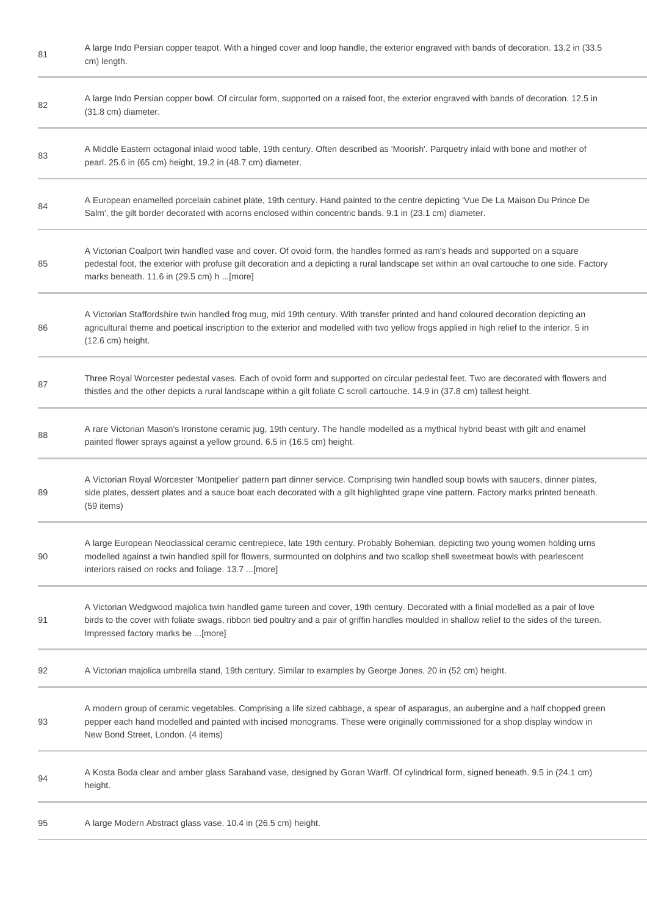| | |
|---|---|
| 81 | A large Indo Persian copper teapot. With a hinged cover and loop handle, the exterior engraved with bands of decoration. 13.2 in (33.5 cm) length. |
| 82 | A large Indo Persian copper bowl. Of circular form, supported on a raised foot, the exterior engraved with bands of decoration. 12.5 in (31.8 cm) diameter. |
| 83 | A Middle Eastern octagonal inlaid wood table, 19th century. Often described as 'Moorish'. Parquetry inlaid with bone and mother of pearl. 25.6 in (65 cm) height, 19.2 in (48.7 cm) diameter. |
| 84 | A European enamelled porcelain cabinet plate, 19th century. Hand painted to the centre depicting 'Vue De La Maison Du Prince De Salm', the gilt border decorated with acorns enclosed within concentric bands. 9.1 in (23.1 cm) diameter. |
| 85 | A Victorian Coalport twin handled vase and cover. Of ovoid form, the handles formed as ram's heads and supported on a square pedestal foot, the exterior with profuse gilt decoration and a depicting a rural landscape set within an oval cartouche to one side. Factory marks beneath. 11.6 in (29.5 cm) h ...[more] |
| 86 | A Victorian Staffordshire twin handled frog mug, mid 19th century. With transfer printed and hand coloured decoration depicting an agricultural theme and poetical inscription to the exterior and modelled with two yellow frogs applied in high relief to the interior. 5 in (12.6 cm) height. |
| 87 | Three Royal Worcester pedestal vases. Each of ovoid form and supported on circular pedestal feet. Two are decorated with flowers and thistles and the other depicts a rural landscape within a gilt foliate C scroll cartouche. 14.9 in (37.8 cm) tallest height. |
| 88 | A rare Victorian Mason's Ironstone ceramic jug, 19th century. The handle modelled as a mythical hybrid beast with gilt and enamel painted flower sprays against a yellow ground. 6.5 in (16.5 cm) height. |
| 89 | A Victorian Royal Worcester 'Montpelier' pattern part dinner service. Comprising twin handled soup bowls with saucers, dinner plates, side plates, dessert plates and a sauce boat each decorated with a gilt highlighted grape vine pattern. Factory marks printed beneath. (59 items) |
| 90 | A large European Neoclassical ceramic centrepiece, late 19th century. Probably Bohemian, depicting two young women holding urns modelled against a twin handled spill for flowers, surmounted on dolphins and two scallop shell sweetmeat bowls with pearlescent interiors raised on rocks and foliage. 13.7 ...[more] |
| 91 | A Victorian Wedgwood majolica twin handled game tureen and cover, 19th century. Decorated with a finial modelled as a pair of love birds to the cover with foliate swags, ribbon tied poultry and a pair of griffin handles moulded in shallow relief to the sides of the tureen. Impressed factory marks be ...[more] |
| 92 | A Victorian majolica umbrella stand, 19th century. Similar to examples by George Jones. 20 in (52 cm) height. |
| 93 | A modern group of ceramic vegetables. Comprising a life sized cabbage, a spear of asparagus, an aubergine and a half chopped green pepper each hand modelled and painted with incised monograms. These were originally commissioned for a shop display window in New Bond Street, London. (4 items) |
| 94 | A Kosta Boda clear and amber glass Saraband vase, designed by Goran Warff. Of cylindrical form, signed beneath. 9.5 in (24.1 cm) height. |
| 95 | A large Modern Abstract glass vase. 10.4 in (26.5 cm) height. |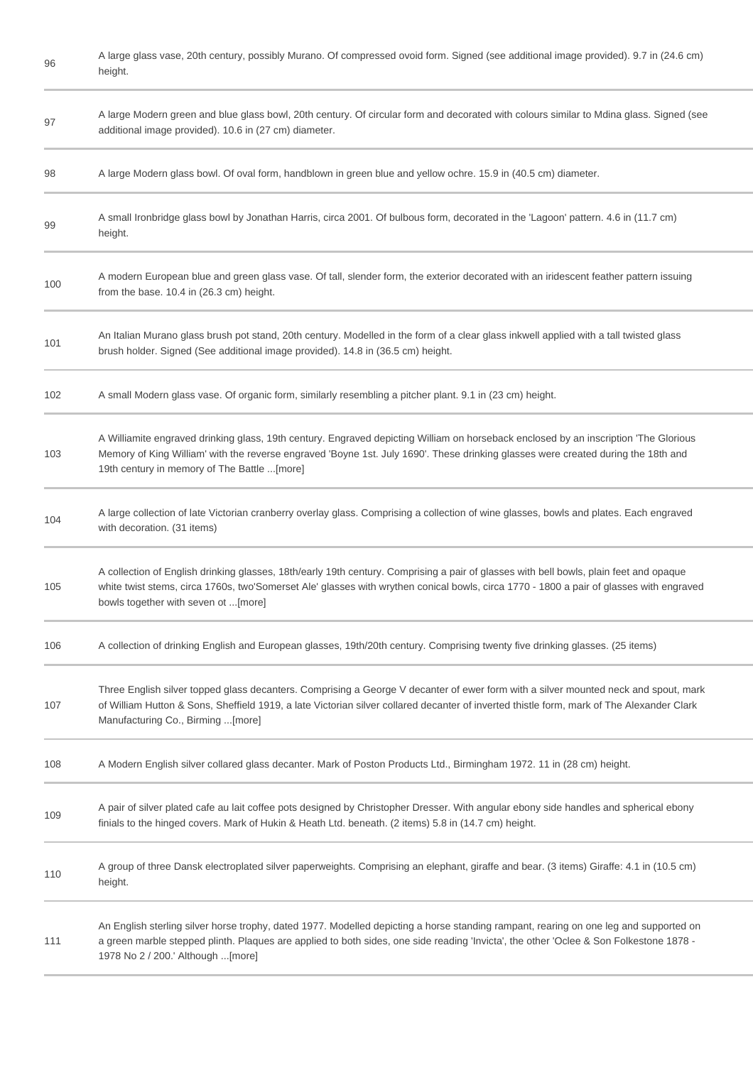| | |
|---|---|
| 96 | A large glass vase, 20th century, possibly Murano. Of compressed ovoid form. Signed (see additional image provided). 9.7 in (24.6 cm) height. |
| 97 | A large Modern green and blue glass bowl, 20th century. Of circular form and decorated with colours similar to Mdina glass. Signed (see additional image provided). 10.6 in (27 cm) diameter. |
| 98 | A large Modern glass bowl. Of oval form, handblown in green blue and yellow ochre. 15.9 in (40.5 cm) diameter. |
| 99 | A small Ironbridge glass bowl by Jonathan Harris, circa 2001. Of bulbous form, decorated in the 'Lagoon' pattern. 4.6 in (11.7 cm) height. |
| 100 | A modern European blue and green glass vase. Of tall, slender form, the exterior decorated with an iridescent feather pattern issuing from the base. 10.4 in (26.3 cm) height. |
| 101 | An Italian Murano glass brush pot stand, 20th century. Modelled in the form of a clear glass inkwell applied with a tall twisted glass brush holder. Signed (See additional image provided). 14.8 in (36.5 cm) height. |
| 102 | A small Modern glass vase. Of organic form, similarly resembling a pitcher plant. 9.1 in (23 cm) height. |
| 103 | A Williamite engraved drinking glass, 19th century. Engraved depicting William on horseback enclosed by an inscription 'The Glorious Memory of King William' with the reverse engraved 'Boyne 1st. July 1690'. These drinking glasses were created during the 18th and 19th century in memory of The Battle ...[more] |
| 104 | A large collection of late Victorian cranberry overlay glass. Comprising a collection of wine glasses, bowls and plates. Each engraved with decoration. (31 items) |
| 105 | A collection of English drinking glasses, 18th/early 19th century. Comprising a pair of glasses with bell bowls, plain feet and opaque white twist stems, circa 1760s, two'Somerset Ale' glasses with wrythen conical bowls, circa 1770 - 1800 a pair of glasses with engraved bowls together with seven ot ...[more] |
| 106 | A collection of drinking English and European glasses, 19th/20th century. Comprising twenty five drinking glasses. (25 items) |
| 107 | Three English silver topped glass decanters. Comprising a George V decanter of ewer form with a silver mounted neck and spout, mark of William Hutton & Sons, Sheffield 1919, a late Victorian silver collared decanter of inverted thistle form, mark of The Alexander Clark Manufacturing Co., Birming ...[more] |
| 108 | A Modern English silver collared glass decanter. Mark of Poston Products Ltd., Birmingham 1972. 11 in (28 cm) height. |
| 109 | A pair of silver plated cafe au lait coffee pots designed by Christopher Dresser. With angular ebony side handles and spherical ebony finials to the hinged covers. Mark of Hukin & Heath Ltd. beneath. (2 items) 5.8 in (14.7 cm) height. |
| 110 | A group of three Dansk electroplated silver paperweights. Comprising an elephant, giraffe and bear. (3 items) Giraffe: 4.1 in (10.5 cm) height. |
| 111 | An English sterling silver horse trophy, dated 1977. Modelled depicting a horse standing rampant, rearing on one leg and supported on a green marble stepped plinth. Plaques are applied to both sides, one side reading 'Invicta', the other 'Oclee & Son Folkestone 1878 - 1978 No 2 / 200.' Although ...[more] |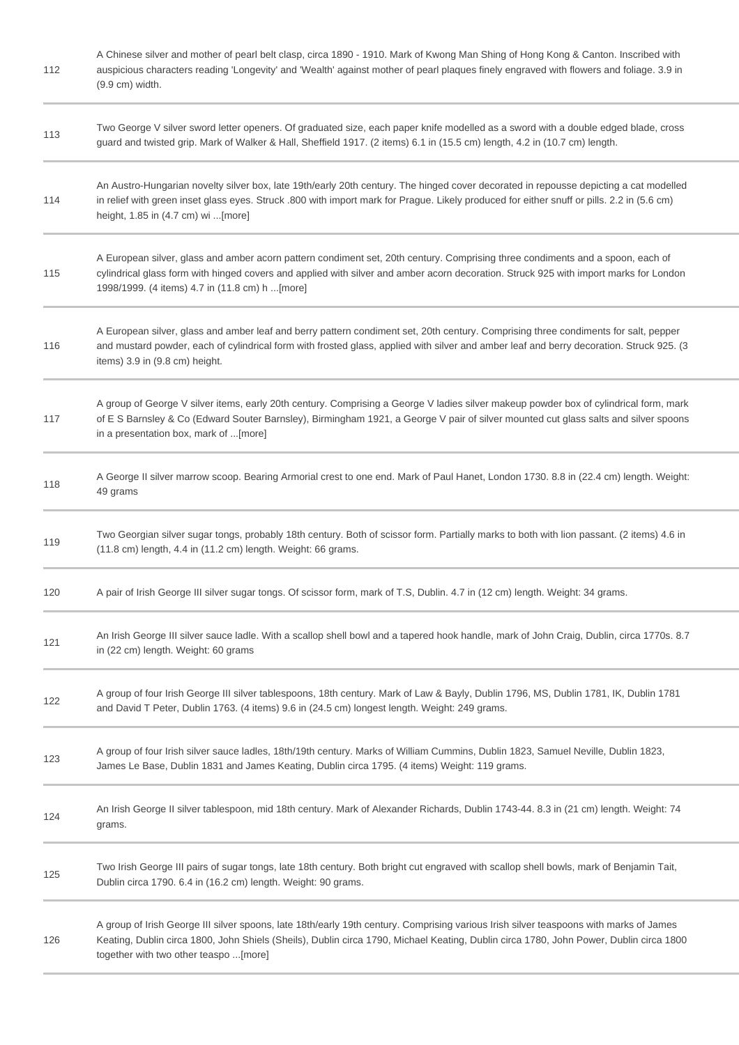| | |
|---|---|
| 112 | A Chinese silver and mother of pearl belt clasp, circa 1890 - 1910. Mark of Kwong Man Shing of Hong Kong & Canton. Inscribed with auspicious characters reading 'Longevity' and 'Wealth' against mother of pearl plaques finely engraved with flowers and foliage. 3.9 in (9.9 cm) width. |
| 113 | Two George V silver sword letter openers. Of graduated size, each paper knife modelled as a sword with a double edged blade, cross guard and twisted grip. Mark of Walker & Hall, Sheffield 1917. (2 items) 6.1 in (15.5 cm) length, 4.2 in (10.7 cm) length. |
| 114 | An Austro-Hungarian novelty silver box, late 19th/early 20th century. The hinged cover decorated in repousse depicting a cat modelled in relief with green inset glass eyes. Struck .800 with import mark for Prague. Likely produced for either snuff or pills. 2.2 in (5.6 cm) height, 1.85 in (4.7 cm) wi ...[more] |
| 115 | A European silver, glass and amber acorn pattern condiment set, 20th century. Comprising three condiments and a spoon, each of cylindrical glass form with hinged covers and applied with silver and amber acorn decoration. Struck 925 with import marks for London 1998/1999. (4 items) 4.7 in (11.8 cm) h ...[more] |
| 116 | A European silver, glass and amber leaf and berry pattern condiment set, 20th century. Comprising three condiments for salt, pepper and mustard powder, each of cylindrical form with frosted glass, applied with silver and amber leaf and berry decoration. Struck 925. (3 items) 3.9 in (9.8 cm) height. |
| 117 | A group of George V silver items, early 20th century. Comprising a George V ladies silver makeup powder box of cylindrical form, mark of E S Barnsley & Co (Edward Souter Barnsley), Birmingham 1921, a George V pair of silver mounted cut glass salts and silver spoons in a presentation box, mark of ...[more] |
| 118 | A George II silver marrow scoop. Bearing Armorial crest to one end. Mark of Paul Hanet, London 1730. 8.8 in (22.4 cm) length. Weight: 49 grams |
| 119 | Two Georgian silver sugar tongs, probably 18th century. Both of scissor form. Partially marks to both with lion passant. (2 items) 4.6 in (11.8 cm) length, 4.4 in (11.2 cm) length. Weight: 66 grams. |
| 120 | A pair of Irish George III silver sugar tongs. Of scissor form, mark of T.S, Dublin. 4.7 in (12 cm) length. Weight: 34 grams. |
| 121 | An Irish George III silver sauce ladle. With a scallop shell bowl and a tapered hook handle, mark of John Craig, Dublin, circa 1770s. 8.7 in (22 cm) length. Weight: 60 grams |
| 122 | A group of four Irish George III silver tablespoons, 18th century. Mark of Law & Bayly, Dublin 1796, MS, Dublin 1781, IK, Dublin 1781 and David T Peter, Dublin 1763. (4 items) 9.6 in (24.5 cm) longest length. Weight: 249 grams. |
| 123 | A group of four Irish silver sauce ladles, 18th/19th century. Marks of William Cummins, Dublin 1823, Samuel Neville, Dublin 1823, James Le Base, Dublin 1831 and James Keating, Dublin circa 1795. (4 items) Weight: 119 grams. |
| 124 | An Irish George II silver tablespoon, mid 18th century. Mark of Alexander Richards, Dublin 1743-44. 8.3 in (21 cm) length. Weight: 74 grams. |
| 125 | Two Irish George III pairs of sugar tongs, late 18th century. Both bright cut engraved with scallop shell bowls, mark of Benjamin Tait, Dublin circa 1790. 6.4 in (16.2 cm) length. Weight: 90 grams. |
| 126 | A group of Irish George III silver spoons, late 18th/early 19th century. Comprising various Irish silver teaspoons with marks of James Keating, Dublin circa 1800, John Shiels (Sheils), Dublin circa 1790, Michael Keating, Dublin circa 1780, John Power, Dublin circa 1800 together with two other teaspo ...[more] |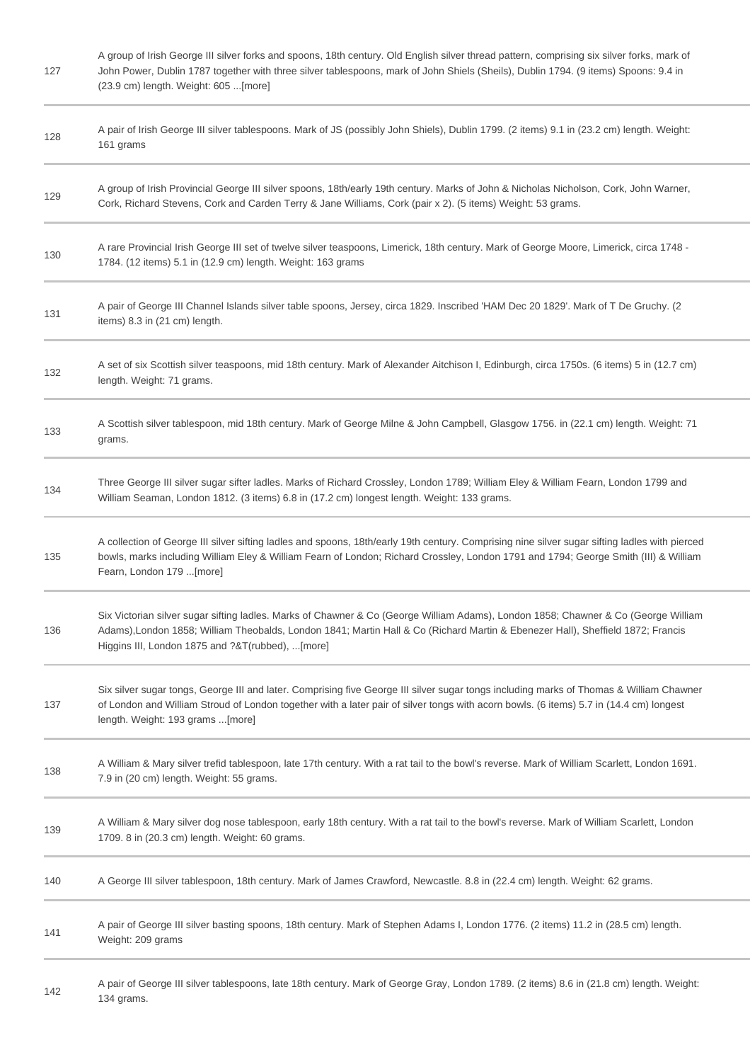| | |
|---|---|
| 127 | A group of Irish George III silver forks and spoons, 18th century. Old English silver thread pattern, comprising six silver forks, mark of John Power, Dublin 1787 together with three silver tablespoons, mark of John Shiels (Sheils), Dublin 1794. (9 items) Spoons: 9.4 in (23.9 cm) length. Weight: 605 ...[more] |
| 128 | A pair of Irish George III silver tablespoons. Mark of JS (possibly John Shiels), Dublin 1799. (2 items) 9.1 in (23.2 cm) length. Weight: 161 grams |
| 129 | A group of Irish Provincial George III silver spoons, 18th/early 19th century. Marks of John & Nicholas Nicholson, Cork, John Warner, Cork, Richard Stevens, Cork and Carden Terry & Jane Williams, Cork (pair x 2). (5 items) Weight: 53 grams. |
| 130 | A rare Provincial Irish George III set of twelve silver teaspoons, Limerick, 18th century. Mark of George Moore, Limerick, circa 1748 - 1784. (12 items) 5.1 in (12.9 cm) length. Weight: 163 grams |
| 131 | A pair of George III Channel Islands silver table spoons, Jersey, circa 1829. Inscribed 'HAM Dec 20 1829'. Mark of T De Gruchy. (2 items) 8.3 in (21 cm) length. |
| 132 | A set of six Scottish silver teaspoons, mid 18th century. Mark of Alexander Aitchison I, Edinburgh, circa 1750s. (6 items) 5 in (12.7 cm) length. Weight: 71 grams. |
| 133 | A Scottish silver tablespoon, mid 18th century. Mark of George Milne & John Campbell, Glasgow 1756. in (22.1 cm) length. Weight: 71 grams. |
| 134 | Three George III silver sugar sifter ladles. Marks of Richard Crossley, London 1789; William Eley & William Fearn, London 1799 and William Seaman, London 1812. (3 items) 6.8 in (17.2 cm) longest length. Weight: 133 grams. |
| 135 | A collection of George III silver sifting ladles and spoons, 18th/early 19th century. Comprising nine silver sugar sifting ladles with pierced bowls, marks including William Eley & William Fearn of London; Richard Crossley, London 1791 and 1794; George Smith (III) & William Fearn, London 179 ...[more] |
| 136 | Six Victorian silver sugar sifting ladles. Marks of Chawner & Co (George William Adams), London 1858; Chawner & Co (George William Adams),London 1858; William Theobalds, London 1841; Martin Hall & Co (Richard Martin & Ebenezer Hall), Sheffield 1872; Francis Higgins III, London 1875 and ?&T(rubbed), ...[more] |
| 137 | Six silver sugar tongs, George III and later. Comprising five George III silver sugar tongs including marks of Thomas & William Chawner of London and William Stroud of London together with a later pair of silver tongs with acorn bowls. (6 items) 5.7 in (14.4 cm) longest length. Weight: 193 grams ...[more] |
| 138 | A William & Mary silver trefid tablespoon, late 17th century. With a rat tail to the bowl's reverse. Mark of William Scarlett, London 1691. 7.9 in (20 cm) length. Weight: 55 grams. |
| 139 | A William & Mary silver dog nose tablespoon, early 18th century. With a rat tail to the bowl's reverse. Mark of William Scarlett, London 1709. 8 in (20.3 cm) length. Weight: 60 grams. |
| 140 | A George III silver tablespoon, 18th century. Mark of James Crawford, Newcastle. 8.8 in (22.4 cm) length. Weight: 62 grams. |
| 141 | A pair of George III silver basting spoons, 18th century. Mark of Stephen Adams I, London 1776. (2 items) 11.2 in (28.5 cm) length. Weight: 209 grams |
| 142 | A pair of George III silver tablespoons, late 18th century. Mark of George Gray, London 1789. (2 items) 8.6 in (21.8 cm) length. Weight: 134 grams. |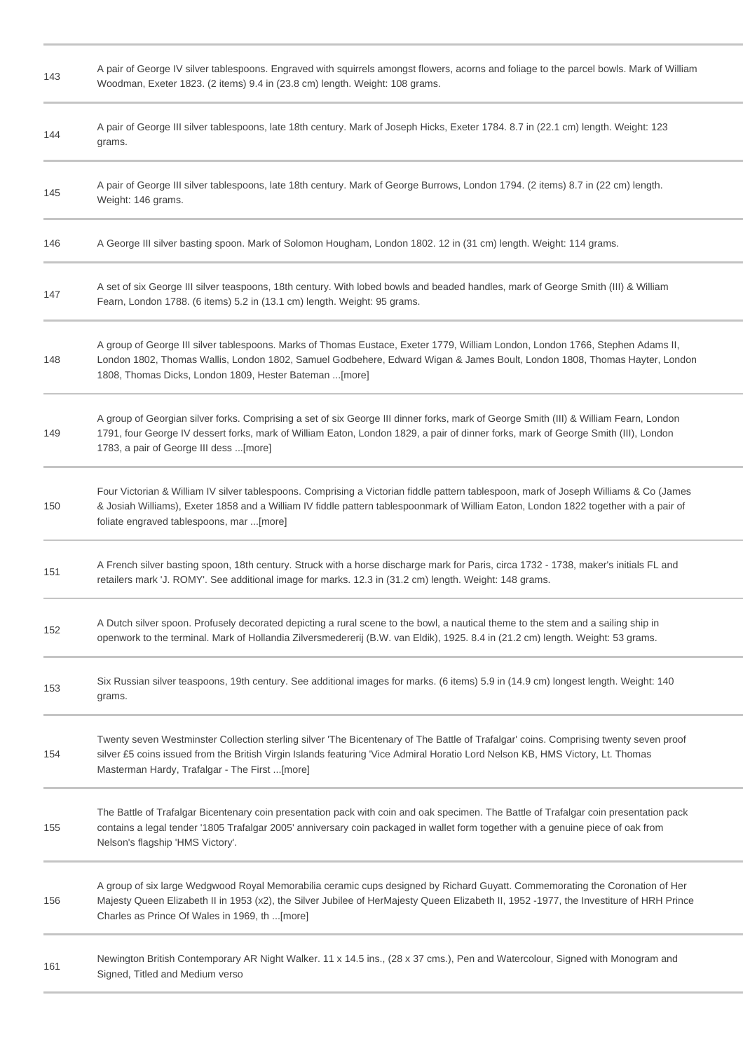| | |
|---|---|
| 143 | A pair of George IV silver tablespoons. Engraved with squirrels amongst flowers, acorns and foliage to the parcel bowls. Mark of William Woodman, Exeter 1823. (2 items) 9.4 in (23.8 cm) length. Weight: 108 grams. |
| 144 | A pair of George III silver tablespoons, late 18th century. Mark of Joseph Hicks, Exeter 1784. 8.7 in (22.1 cm) length. Weight: 123 grams. |
| 145 | A pair of George III silver tablespoons, late 18th century. Mark of George Burrows, London 1794. (2 items) 8.7 in (22 cm) length. Weight: 146 grams. |
| 146 | A George III silver basting spoon. Mark of Solomon Hougham, London 1802. 12 in (31 cm) length. Weight: 114 grams. |
| 147 | A set of six George III silver teaspoons, 18th century. With lobed bowls and beaded handles, mark of George Smith (III) & William Fearn, London 1788. (6 items) 5.2 in (13.1 cm) length. Weight: 95 grams. |
| 148 | A group of George III silver tablespoons. Marks of Thomas Eustace, Exeter 1779, William London, London 1766, Stephen Adams II, London 1802, Thomas Wallis, London 1802, Samuel Godbehere, Edward Wigan & James Boult, London 1808, Thomas Hayter, London 1808, Thomas Dicks, London 1809, Hester Bateman ...[more] |
| 149 | A group of Georgian silver forks. Comprising a set of six George III dinner forks, mark of George Smith (III) & William Fearn, London 1791, four George IV dessert forks, mark of William Eaton, London 1829, a pair of dinner forks, mark of George Smith (III), London 1783, a pair of George III dess ...[more] |
| 150 | Four Victorian & William IV silver tablespoons. Comprising a Victorian fiddle pattern tablespoon, mark of Joseph Williams & Co (James & Josiah Williams), Exeter 1858 and a William IV fiddle pattern tablespoonmark of William Eaton, London 1822 together with a pair of foliate engraved tablespoons, mar ...[more] |
| 151 | A French silver basting spoon, 18th century. Struck with a horse discharge mark for Paris, circa 1732 - 1738, maker's initials FL and retailers mark 'J. ROMY'. See additional image for marks. 12.3 in (31.2 cm) length. Weight: 148 grams. |
| 152 | A Dutch silver spoon. Profusely decorated depicting a rural scene to the bowl, a nautical theme to the stem and a sailing ship in openwork to the terminal. Mark of Hollandia Zilversmedererij (B.W. van Eldik), 1925. 8.4 in (21.2 cm) length. Weight: 53 grams. |
| 153 | Six Russian silver teaspoons, 19th century. See additional images for marks. (6 items) 5.9 in (14.9 cm) longest length. Weight: 140 grams. |
| 154 | Twenty seven Westminster Collection sterling silver 'The Bicentenary of The Battle of Trafalgar' coins. Comprising twenty seven proof silver £5 coins issued from the British Virgin Islands featuring 'Vice Admiral Horatio Lord Nelson KB, HMS Victory, Lt. Thomas Masterman Hardy, Trafalgar - The First ...[more] |
| 155 | The Battle of Trafalgar Bicentenary coin presentation pack with coin and oak specimen. The Battle of Trafalgar coin presentation pack contains a legal tender '1805 Trafalgar 2005' anniversary coin packaged in wallet form together with a genuine piece of oak from Nelson's flagship 'HMS Victory'. |
| 156 | A group of six large Wedgwood Royal Memorabilia ceramic cups designed by Richard Guyatt. Commemorating the Coronation of Her Majesty Queen Elizabeth II in 1953 (x2), the Silver Jubilee of HerMajesty Queen Elizabeth II, 1952 -1977, the Investiture of HRH Prince Charles as Prince Of Wales in 1969, th ...[more] |
| 161 | Newington British Contemporary AR Night Walker. 11 x 14.5 ins., (28 x 37 cms.), Pen and Watercolour, Signed with Monogram and Signed, Titled and Medium verso |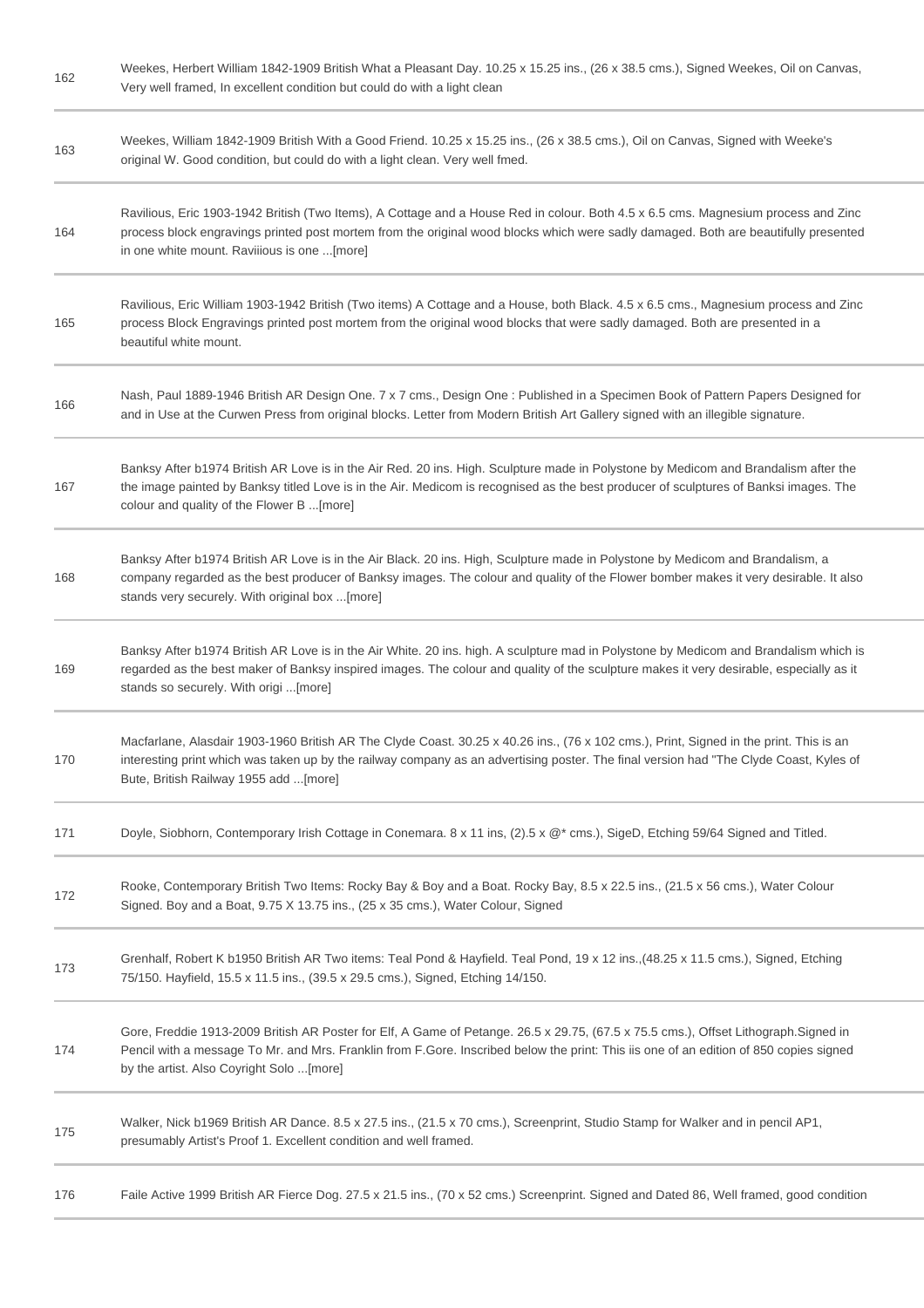| | |
|---|---|
| 162 | Weekes, Herbert William 1842-1909 British What a Pleasant Day. 10.25 x 15.25 ins., (26 x 38.5 cms.), Signed Weekes, Oil on Canvas, Very well framed, In excellent condition but could do with a light clean |
| 163 | Weekes, William 1842-1909 British With a Good Friend. 10.25 x 15.25 ins., (26 x 38.5 cms.), Oil on Canvas, Signed with Weeke's original W. Good condition, but could do with a light clean. Very well fmed. |
| 164 | Ravilious, Eric 1903-1942 British (Two Items), A Cottage and a House Red in colour. Both 4.5 x 6.5 cms. Magnesium process and Zinc process block engravings printed post mortem from the original wood blocks which were sadly damaged. Both are beautifully presented in one white mount. Raviiious is one ...[more] |
| 165 | Ravilious, Eric William 1903-1942 British (Two items) A Cottage and a House, both Black. 4.5 x 6.5 cms., Magnesium process and Zinc process Block Engravings printed post mortem from the original wood blocks that were sadly damaged. Both are presented in a beautiful white mount. |
| 166 | Nash, Paul 1889-1946 British AR Design One. 7 x 7 cms., Design One : Published in a Specimen Book of Pattern Papers Designed for and in Use at the Curwen Press from original blocks. Letter from Modern British Art Gallery signed with an illegible signature. |
| 167 | Banksy After b1974 British AR Love is in the Air Red. 20 ins. High. Sculpture made in Polystone by Medicom and Brandalism after the the image painted by Banksy titled Love is in the Air. Medicom is recognised as the best producer of sculptures of Banksi images. The colour and quality of the Flower B ...[more] |
| 168 | Banksy After b1974 British AR Love is in the Air Black. 20 ins. High, Sculpture made in Polystone by Medicom and Brandalism, a company regarded as the best producer of Banksy images. The colour and quality of the Flower bomber makes it very desirable. It also stands very securely. With original box ...[more] |
| 169 | Banksy After b1974 British AR Love is in the Air White. 20 ins. high. A sculpture mad in Polystone by Medicom and Brandalism which is regarded as the best maker of Banksy inspired images. The colour and quality of the sculpture makes it very desirable, especially as it stands so securely. With origi ...[more] |
| 170 | Macfarlane, Alasdair 1903-1960 British AR The Clyde Coast. 30.25 x 40.26 ins., (76 x 102 cms.), Print, Signed in the print. This is an interesting print which was taken up by the railway company as an advertising poster. The final version had "The Clyde Coast, Kyles of Bute, British Railway 1955 add ...[more] |
| 171 | Doyle, Siobhorn, Contemporary Irish Cottage in Conemara. 8 x 11 ins, (2).5 x @* cms.), SigeD, Etching 59/64 Signed and Titled. |
| 172 | Rooke, Contemporary British Two Items: Rocky Bay & Boy and a Boat. Rocky Bay, 8.5 x 22.5 ins., (21.5 x 56 cms.), Water Colour Signed. Boy and a Boat, 9.75 X 13.75 ins., (25 x 35 cms.), Water Colour, Signed |
| 173 | Grenhalf, Robert K b1950 British AR Two items: Teal Pond & Hayfield. Teal Pond, 19 x 12 ins.,(48.25 x 11.5 cms.), Signed, Etching 75/150. Hayfield, 15.5 x 11.5 ins., (39.5 x 29.5 cms.), Signed, Etching 14/150. |
| 174 | Gore, Freddie 1913-2009 British AR Poster for Elf, A Game of Petange. 26.5 x 29.75, (67.5 x 75.5 cms.), Offset Lithograph.Signed in Pencil with a message To Mr. and Mrs. Franklin from F.Gore. Inscribed below the print: This iis one of an edition of 850 copies signed by the artist. Also Coyright Solo ...[more] |
| 175 | Walker, Nick b1969 British AR Dance. 8.5 x 27.5 ins., (21.5 x 70 cms.), Screenprint, Studio Stamp for Walker and in pencil AP1, presumably Artist's Proof 1. Excellent condition and well framed. |
| 176 | Faile Active 1999 British AR Fierce Dog. 27.5 x 21.5 ins., (70 x 52 cms.) Screenprint. Signed and Dated 86, Well framed, good condition |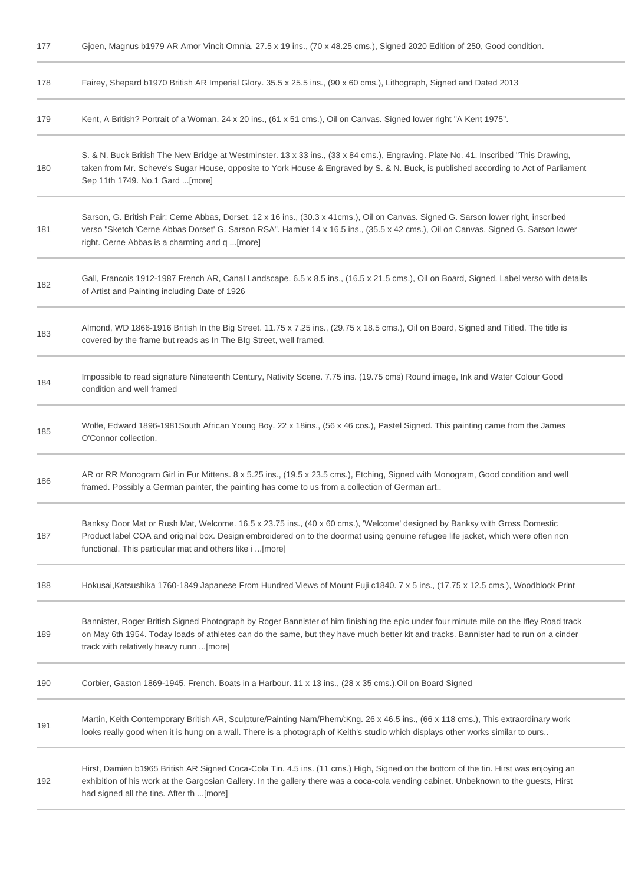| | |
|---|---|
| 177 | Gjoen, Magnus b1979 AR Amor Vincit Omnia. 27.5 x 19 ins., (70 x 48.25 cms.), Signed 2020 Edition of 250, Good condition. |
| 178 | Fairey, Shepard b1970 British AR Imperial Glory. 35.5 x 25.5 ins., (90 x 60 cms.), Lithograph, Signed and Dated 2013 |
| 179 | Kent, A British? Portrait of a Woman. 24 x 20 ins., (61 x 51 cms.), Oil on Canvas. Signed lower right "A Kent 1975". |
| 180 | S. & N. Buck British The New Bridge at Westminster. 13 x 33 ins., (33 x 84 cms.), Engraving. Plate No. 41. Inscribed "This Drawing, taken from Mr. Scheve's Sugar House, opposite to York House & Engraved by S. & N. Buck, is published according to Act of Parliament Sep 11th 1749. No.1 Gard ...[more] |
| 181 | Sarson, G. British Pair: Cerne Abbas, Dorset. 12 x 16 ins., (30.3 x 41cms.), Oil on Canvas. Signed G. Sarson lower right, inscribed verso "Sketch 'Cerne Abbas Dorset' G. Sarson RSA". Hamlet 14 x 16.5 ins., (35.5 x 42 cms.), Oil on Canvas. Signed G. Sarson lower right. Cerne Abbas is a charming and q ...[more] |
| 182 | Gall, Francois 1912-1987 French AR, Canal Landscape. 6.5 x 8.5 ins., (16.5 x 21.5 cms.), Oil on Board, Signed. Label verso with details of Artist and Painting including Date of 1926 |
| 183 | Almond, WD 1866-1916 British In the Big Street. 11.75 x 7.25 ins., (29.75 x 18.5 cms.), Oil on Board, Signed and Titled. The title is covered by the frame but reads as In The BIg Street, well framed. |
| 184 | Impossible to read signature Nineteenth Century, Nativity Scene. 7.75 ins. (19.75 cms) Round image, Ink and Water Colour Good condition and well framed |
| 185 | Wolfe, Edward 1896-1981South African Young Boy. 22 x 18ins., (56 x 46 cos.), Pastel Signed. This painting came from the James O'Connor collection. |
| 186 | AR or RR Monogram Girl in Fur Mittens. 8 x 5.25 ins., (19.5 x 23.5 cms.), Etching, Signed with Monogram, Good condition and well framed. Possibly a German painter, the painting has come to us from a collection of German art.. |
| 187 | Banksy Door Mat or Rush Mat, Welcome. 16.5 x 23.75 ins., (40 x 60 cms.), 'Welcome' designed by Banksy with Gross Domestic Product label COA and original box. Design embroidered on to the doormat using genuine refugee life jacket, which were often non functional. This particular mat and others like i ...[more] |
| 188 | Hokusai,Katsushika 1760-1849 Japanese From Hundred Views of Mount Fuji c1840. 7 x 5 ins., (17.75 x 12.5 cms.), Woodblock Print |
| 189 | Bannister, Roger British Signed Photograph by Roger Bannister of him finishing the epic under four minute mile on the Iffley Road track on May 6th 1954. Today loads of athletes can do the same, but they have much better kit and tracks. Bannister had to run on a cinder track with relatively heavy runn ...[more] |
| 190 | Corbier, Gaston 1869-1945, French. Boats in a Harbour. 11 x 13 ins., (28 x 35 cms.),Oil on Board Signed |
| 191 | Martin, Keith Contemporary British AR, Sculpture/Painting Nam/Phem/:Kng. 26 x 46.5 ins., (66 x 118 cms.), This extraordinary work looks really good when it is hung on a wall. There is a photograph of Keith's studio which displays other works similar to ours.. |
| 192 | Hirst, Damien b1965 British AR Signed Coca-Cola Tin. 4.5 ins. (11 cms.) High, Signed on the bottom of the tin. Hirst was enjoying an exhibition of his work at the Gargosian Gallery. In the gallery there was a coca-cola vending cabinet. Unbeknown to the guests, Hirst had signed all the tins. After th ...[more] |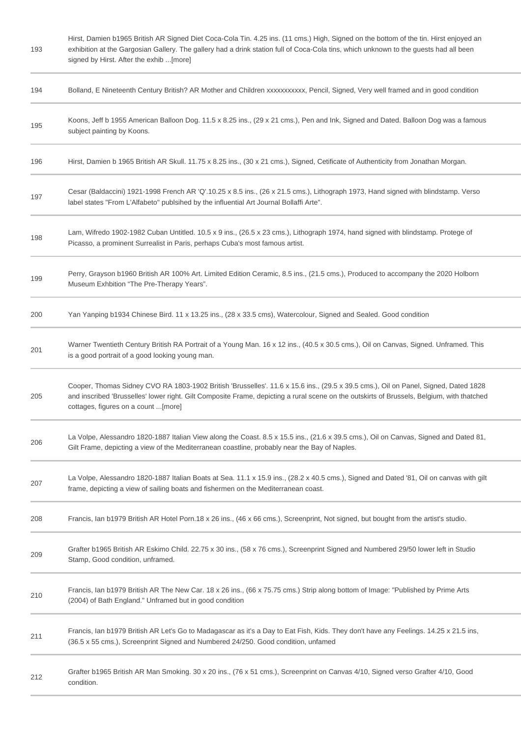| | |
|---|---|
| 193 | Hirst, Damien b1965 British AR Signed Diet Coca-Cola Tin. 4.25 ins. (11 cms.) High, Signed on the bottom of the tin. Hirst enjoyed an exhibition at the Gargosian Gallery. The gallery had a drink station full of Coca-Cola tins, which unknown to the guests had all been signed by Hirst. After the exhib ...[more] |
| 194 | Bolland, E Nineteenth Century British? AR Mother and Children xxxxxxxxxxx, Pencil, Signed, Very well framed and in good condition |
| 195 | Koons, Jeff b 1955 American Balloon Dog. 11.5 x 8.25 ins., (29 x 21 cms.), Pen and Ink, Signed and Dated. Balloon Dog was a famous subject painting by Koons. |
| 196 | Hirst, Damien b 1965 British AR Skull. 11.75 x 8.25 ins., (30 x 21 cms.), Signed, Cetificate of Authenticity from Jonathan Morgan. |
| 197 | Cesar (Baldaccini) 1921-1998 French AR 'Q'.10.25 x 8.5 ins., (26 x 21.5 cms.), Lithograph 1973, Hand signed with blindstamp. Verso label states "From L'Alfabeto" publsihed by the influential Art Journal Bollaffi Arte". |
| 198 | Lam, Wifredo 1902-1982 Cuban Untitled. 10.5 x 9 ins., (26.5 x 23 cms.), Lithograph 1974, hand signed with blindstamp. Protege of Picasso, a prominent Surrealist in Paris, perhaps Cuba's most famous artist. |
| 199 | Perry, Grayson b1960 British AR 100% Art. Limited Edition Ceramic, 8.5 ins., (21.5 cms.), Produced to accompany the 2020 Holborn Museum Exhbition "The Pre-Therapy Years". |
| 200 | Yan Yanping b1934 Chinese Bird. 11 x 13.25 ins., (28 x 33.5 cms), Watercolour, Signed and Sealed. Good condition |
| 201 | Warner Twentieth Century British RA Portrait of a Young Man. 16 x 12 ins., (40.5 x 30.5 cms.), Oil on Canvas, Signed. Unframed. This is a good portrait of a good looking young man. |
| 205 | Cooper, Thomas Sidney CVO RA 1803-1902 British 'Brusselles'. 11.6 x 15.6 ins., (29.5 x 39.5 cms.), Oil on Panel, Signed, Dated 1828 and inscribed 'Brusselles' lower right. Gilt Composite Frame, depicting a rural scene on the outskirts of Brussels, Belgium, with thatched cottages, figures on a count ...[more] |
| 206 | La Volpe, Alessandro 1820-1887 Italian View along the Coast. 8.5 x 15.5 ins., (21.6 x 39.5 cms.), Oil on Canvas, Signed and Dated 81, Gilt Frame, depicting a view of the Mediterranean coastline, probably near the Bay of Naples. |
| 207 | La Volpe, Alessandro 1820-1887 Italian Boats at Sea. 11.1 x 15.9 ins., (28.2 x 40.5 cms.), Signed and Dated '81, Oil on canvas with gilt frame, depicting a view of sailing boats and fishermen on the Mediterranean coast. |
| 208 | Francis, Ian b1979 British AR Hotel Porn.18 x 26 ins., (46 x 66 cms.), Screenprint, Not signed, but bought from the artist's studio. |
| 209 | Grafter b1965 British AR Eskimo Child. 22.75 x 30 ins., (58 x 76 cms.), Screenprint Signed and Numbered 29/50 lower left in Studio Stamp, Good condition, unframed. |
| 210 | Francis, Ian b1979 British AR The New Car. 18 x 26 ins., (66 x 75.75 cms.) Strip along bottom of Image: "Published by Prime Arts (2004) of Bath England." Unframed but in good condition |
| 211 | Francis, Ian b1979 British AR Let's Go to Madagascar as it's a Day to Eat Fish, Kids. They don't have any Feelings. 14.25 x 21.5 ins, (36.5 x 55 cms.), Screenprint Signed and Numbered 24/250. Good condition, unfamed |
| 212 | Grafter b1965 British AR Man Smoking. 30 x 20 ins., (76 x 51 cms.), Screenprint on Canvas 4/10, Signed verso Grafter 4/10, Good condition. |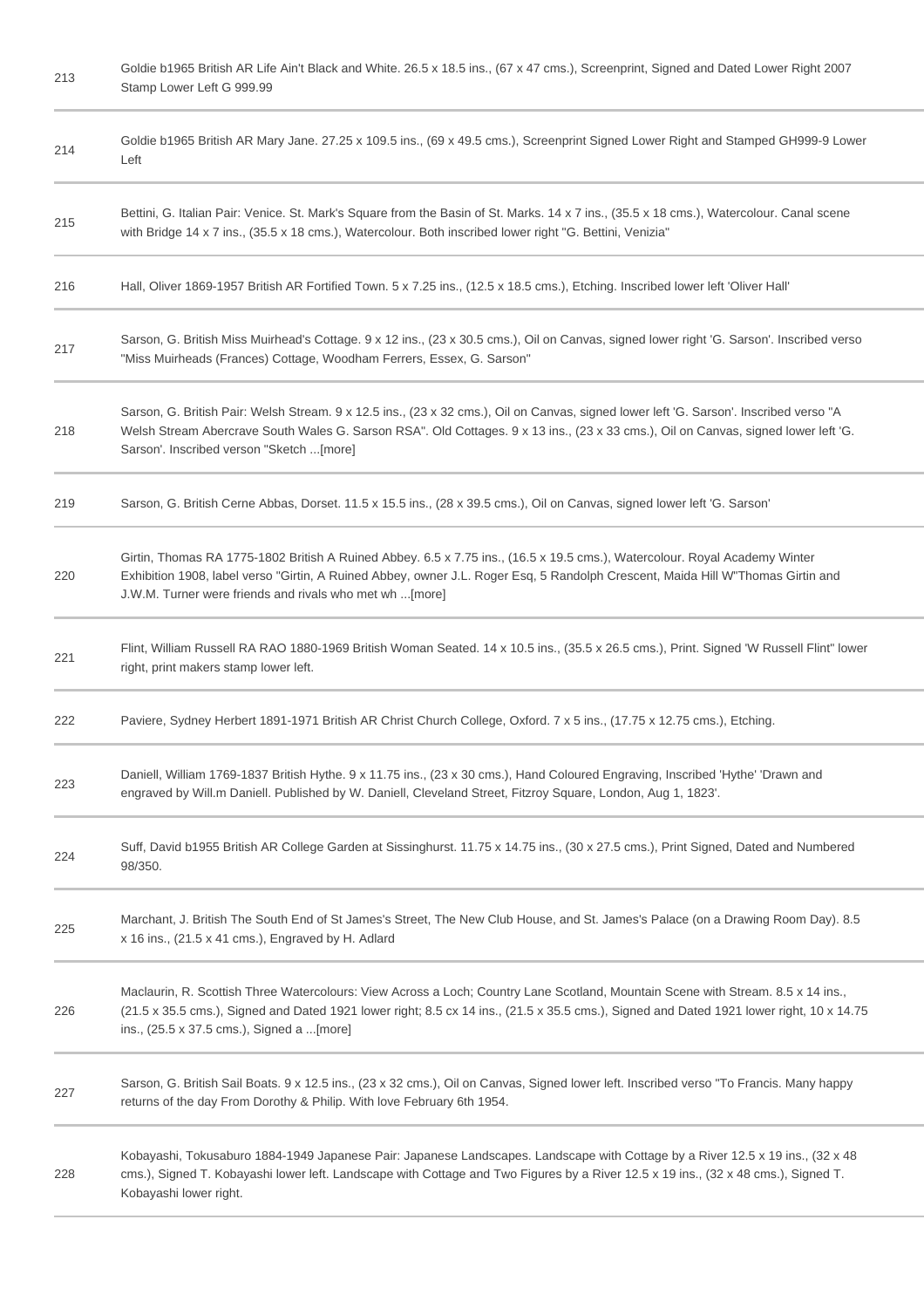| | |
|---|---|
| 213 | Goldie b1965 British AR Life Ain't Black and White. 26.5 x 18.5 ins., (67 x 47 cms.), Screenprint, Signed and Dated Lower Right 2007 Stamp Lower Left G 999.99 |
| 214 | Goldie b1965 British AR Mary Jane. 27.25 x 109.5 ins., (69 x 49.5 cms.), Screenprint Signed Lower Right and Stamped GH999-9 Lower Left |
| 215 | Bettini, G. Italian Pair: Venice. St. Mark's Square from the Basin of St. Marks. 14 x 7 ins., (35.5 x 18 cms.), Watercolour. Canal scene with Bridge 14 x 7 ins., (35.5 x 18 cms.), Watercolour. Both inscribed lower right "G. Bettini, Venizia" |
| 216 | Hall, Oliver 1869-1957 British AR Fortified Town. 5 x 7.25 ins., (12.5 x 18.5 cms.), Etching. Inscribed lower left 'Oliver Hall' |
| 217 | Sarson, G. British Miss Muirhead's Cottage. 9 x 12 ins., (23 x 30.5 cms.), Oil on Canvas, signed lower right 'G. Sarson'. Inscribed verso "Miss Muirheads (Frances) Cottage, Woodham Ferrers, Essex, G. Sarson" |
| 218 | Sarson, G. British Pair: Welsh Stream. 9 x 12.5 ins., (23 x 32 cms.), Oil on Canvas, signed lower left 'G. Sarson'. Inscribed verso "A Welsh Stream Abercrave South Wales G. Sarson RSA". Old Cottages. 9 x 13 ins., (23 x 33 cms.), Oil on Canvas, signed lower left 'G. Sarson'. Inscribed verson "Sketch ...[more] |
| 219 | Sarson, G. British Cerne Abbas, Dorset. 11.5 x 15.5 ins., (28 x 39.5 cms.), Oil on Canvas, signed lower left 'G. Sarson' |
| 220 | Girtin, Thomas RA 1775-1802 British A Ruined Abbey. 6.5 x 7.75 ins., (16.5 x 19.5 cms.), Watercolour. Royal Academy Winter Exhibition 1908, label verso "Girtin, A Ruined Abbey, owner J.L. Roger Esq, 5 Randolph Crescent, Maida Hill W"Thomas Girtin and J.W.M. Turner were friends and rivals who met wh ...[more] |
| 221 | Flint, William Russell RA RAO 1880-1969 British Woman Seated. 14 x 10.5 ins., (35.5 x 26.5 cms.), Print. Signed 'W Russell Flint" lower right, print makers stamp lower left. |
| 222 | Paviere, Sydney Herbert 1891-1971 British AR Christ Church College, Oxford. 7 x 5 ins., (17.75 x 12.75 cms.), Etching. |
| 223 | Daniell, William 1769-1837 British Hythe. 9 x 11.75 ins., (23 x 30 cms.), Hand Coloured Engraving, Inscribed 'Hythe' 'Drawn and engraved by Will.m Daniell. Published by W. Daniell, Cleveland Street, Fitzroy Square, London, Aug 1, 1823'. |
| 224 | Suff, David b1955 British AR College Garden at Sissinghurst. 11.75 x 14.75 ins., (30 x 27.5 cms.), Print Signed, Dated and Numbered 98/350. |
| 225 | Marchant, J. British The South End of St James's Street, The New Club House, and St. James's Palace (on a Drawing Room Day). 8.5 x 16 ins., (21.5 x 41 cms.), Engraved by H. Adlard |
| 226 | Maclaurin, R. Scottish Three Watercolours: View Across a Loch; Country Lane Scotland, Mountain Scene with Stream. 8.5 x 14 ins., (21.5 x 35.5 cms.), Signed and Dated 1921 lower right; 8.5 cx 14 ins., (21.5 x 35.5 cms.), Signed and Dated 1921 lower right, 10 x 14.75 ins., (25.5 x 37.5 cms.), Signed a ...[more] |
| 227 | Sarson, G. British Sail Boats. 9 x 12.5 ins., (23 x 32 cms.), Oil on Canvas, Signed lower left. Inscribed verso "To Francis. Many happy returns of the day From Dorothy & Philip. With love February 6th 1954. |
| 228 | Kobayashi, Tokusaburo 1884-1949 Japanese Pair: Japanese Landscapes. Landscape with Cottage by a River 12.5 x 19 ins., (32 x 48 cms.), Signed T. Kobayashi lower left. Landscape with Cottage and Two Figures by a River 12.5 x 19 ins., (32 x 48 cms.), Signed T. Kobayashi lower right. |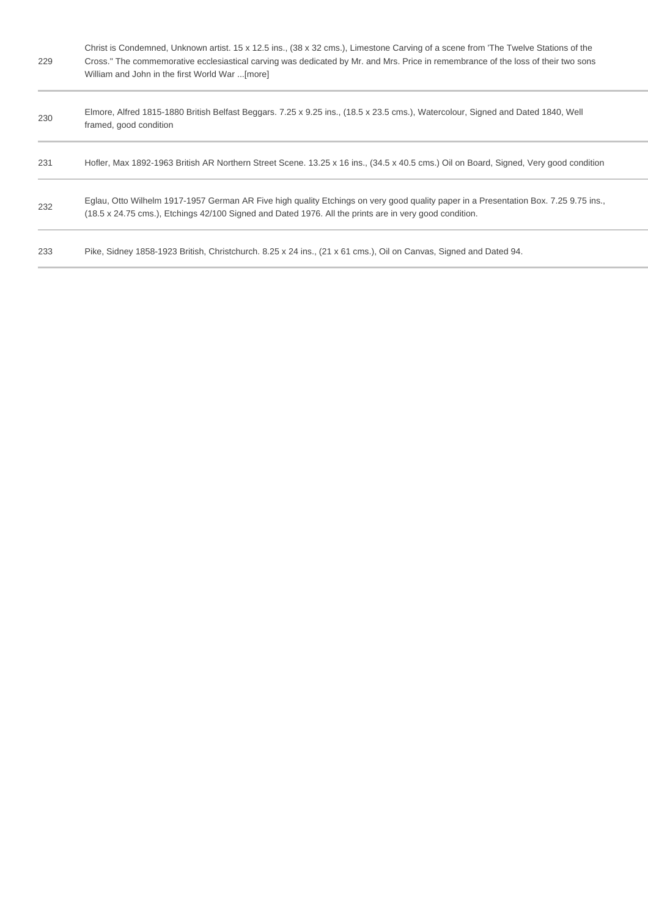| | |
|---|---|
| 229 | Christ is Condemned, Unknown artist. 15 x 12.5 ins., (38 x 32 cms.), Limestone Carving of a scene from 'The Twelve Stations of the Cross." The commemorative ecclesiastical carving was dedicated by Mr. and Mrs. Price in remembrance of the loss of their two sons William and John in the first World War ...[more] |
| 230 | Elmore, Alfred 1815-1880 British Belfast Beggars. 7.25 x 9.25 ins., (18.5 x 23.5 cms.), Watercolour, Signed and Dated 1840, Well framed, good condition |
| 231 | Hofler, Max 1892-1963 British AR Northern Street Scene. 13.25 x 16 ins., (34.5 x 40.5 cms.) Oil on Board, Signed, Very good condition |
| 232 | Eglau, Otto Wilhelm 1917-1957 German AR Five high quality Etchings on very good quality paper in a Presentation Box. 7.25 9.75 ins., (18.5 x 24.75 cms.), Etchings 42/100 Signed and Dated 1976. All the prints are in very good condition. |
| 233 | Pike, Sidney 1858-1923 British, Christchurch. 8.25 x 24 ins., (21 x 61 cms.), Oil on Canvas, Signed and Dated 94. |